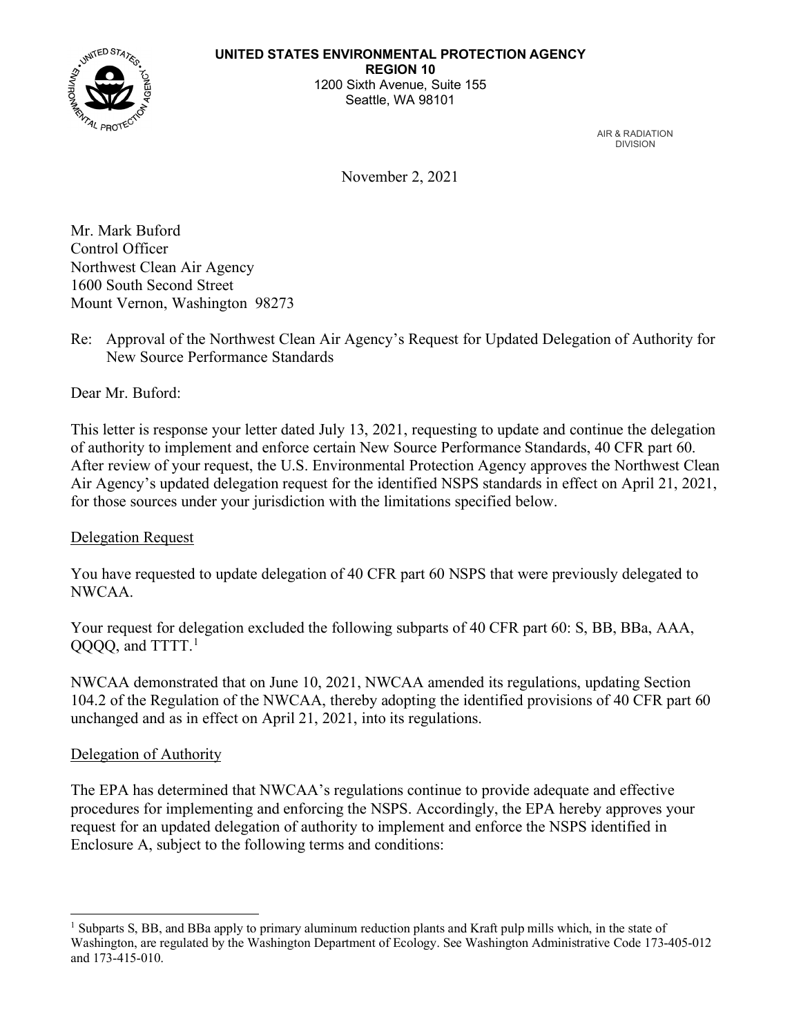**UNITED STATES ENVIRONMENTAL PROTECTION AGENCY**
**REGION 10**
1200 Sixth Avenue, Suite 155
Seattle, WA 98101

AIR & RADIATION DIVISION

November 2, 2021

Mr. Mark Buford
Control Officer
Northwest Clean Air Agency
1600 South Second Street
Mount Vernon, Washington 98273

Re: Approval of the Northwest Clean Air Agency's Request for Updated Delegation of Authority for New Source Performance Standards

Dear Mr. Buford:

This letter is response your letter dated July 13, 2021, requesting to update and continue the delegation of authority to implement and enforce certain New Source Performance Standards, 40 CFR part 60. After review of your request, the U.S. Environmental Protection Agency approves the Northwest Clean Air Agency's updated delegation request for the identified NSPS standards in effect on April 21, 2021, for those sources under your jurisdiction with the limitations specified below.

Delegation Request

You have requested to update delegation of 40 CFR part 60 NSPS that were previously delegated to NWCAA.

Your request for delegation excluded the following subparts of 40 CFR part 60: S, BB, BBa, AAA, QQQQ, and TTTT.[1]

NWCAA demonstrated that on June 10, 2021, NWCAA amended its regulations, updating Section 104.2 of the Regulation of the NWCAA, thereby adopting the identified provisions of 40 CFR part 60 unchanged and as in effect on April 21, 2021, into its regulations.

Delegation of Authority

The EPA has determined that NWCAA's regulations continue to provide adequate and effective procedures for implementing and enforcing the NSPS. Accordingly, the EPA hereby approves your request for an updated delegation of authority to implement and enforce the NSPS identified in Enclosure A, subject to the following terms and conditions:

[1] Subparts S, BB, and BBa apply to primary aluminum reduction plants and Kraft pulp mills which, in the state of Washington, are regulated by the Washington Department of Ecology. See Washington Administrative Code 173-405-012 and 173-415-010.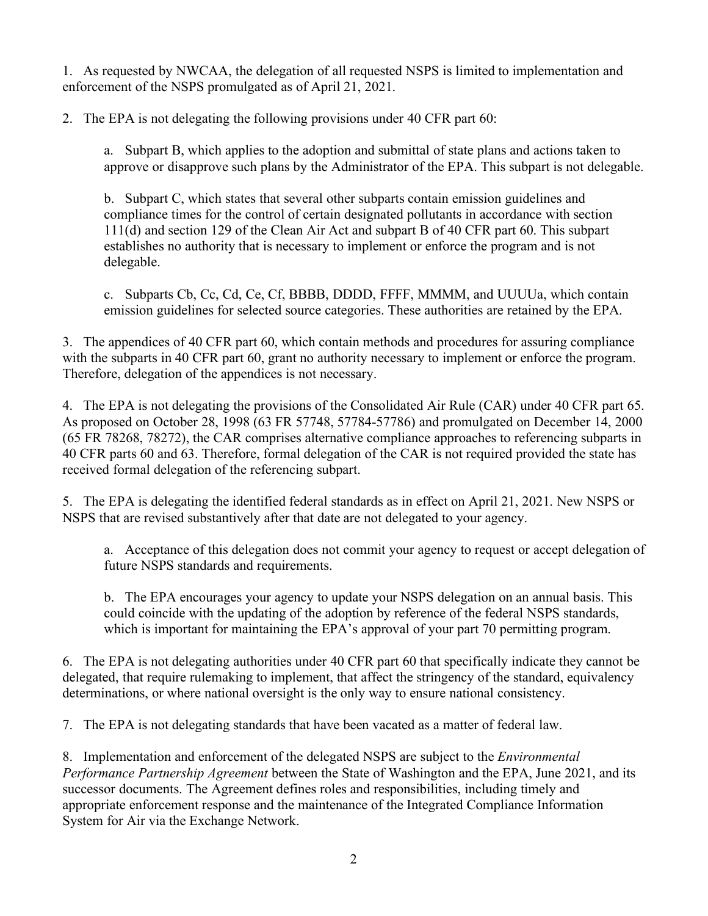1. As requested by NWCAA, the delegation of all requested NSPS is limited to implementation and enforcement of the NSPS promulgated as of April 21, 2021.

2. The EPA is not delegating the following provisions under 40 CFR part 60:

   a. Subpart B, which applies to the adoption and submittal of state plans and actions taken to approve or disapprove such plans by the Administrator of the EPA. This subpart is not delegable.

   b. Subpart C, which states that several other subparts contain emission guidelines and compliance times for the control of certain designated pollutants in accordance with section 111(d) and section 129 of the Clean Air Act and subpart B of 40 CFR part 60. This subpart establishes no authority that is necessary to implement or enforce the program and is not delegable.

   c. Subparts Cb, Cc, Cd, Ce, Cf, BBBB, DDDD, FFFF, MMMM, and UUUUa, which contain emission guidelines for selected source categories. These authorities are retained by the EPA.

3. The appendices of 40 CFR part 60, which contain methods and procedures for assuring compliance with the subparts in 40 CFR part 60, grant no authority necessary to implement or enforce the program. Therefore, delegation of the appendices is not necessary.

4. The EPA is not delegating the provisions of the Consolidated Air Rule (CAR) under 40 CFR part 65. As proposed on October 28, 1998 (63 FR 57748, 57784-57786) and promulgated on December 14, 2000 (65 FR 78268, 78272), the CAR comprises alternative compliance approaches to referencing subparts in 40 CFR parts 60 and 63. Therefore, formal delegation of the CAR is not required provided the state has received formal delegation of the referencing subpart.

5. The EPA is delegating the identified federal standards as in effect on April 21, 2021. New NSPS or NSPS that are revised substantively after that date are not delegated to your agency.

   a. Acceptance of this delegation does not commit your agency to request or accept delegation of future NSPS standards and requirements.

   b. The EPA encourages your agency to update your NSPS delegation on an annual basis. This could coincide with the updating of the adoption by reference of the federal NSPS standards, which is important for maintaining the EPA's approval of your part 70 permitting program.

6. The EPA is not delegating authorities under 40 CFR part 60 that specifically indicate they cannot be delegated, that require rulemaking to implement, that affect the stringency of the standard, equivalency determinations, or where national oversight is the only way to ensure national consistency.

7. The EPA is not delegating standards that have been vacated as a matter of federal law.

8. Implementation and enforcement of the delegated NSPS are subject to the *Environmental Performance Partnership Agreement* between the State of Washington and the EPA, June 2021, and its successor documents. The Agreement defines roles and responsibilities, including timely and appropriate enforcement response and the maintenance of the Integrated Compliance Information System for Air via the Exchange Network.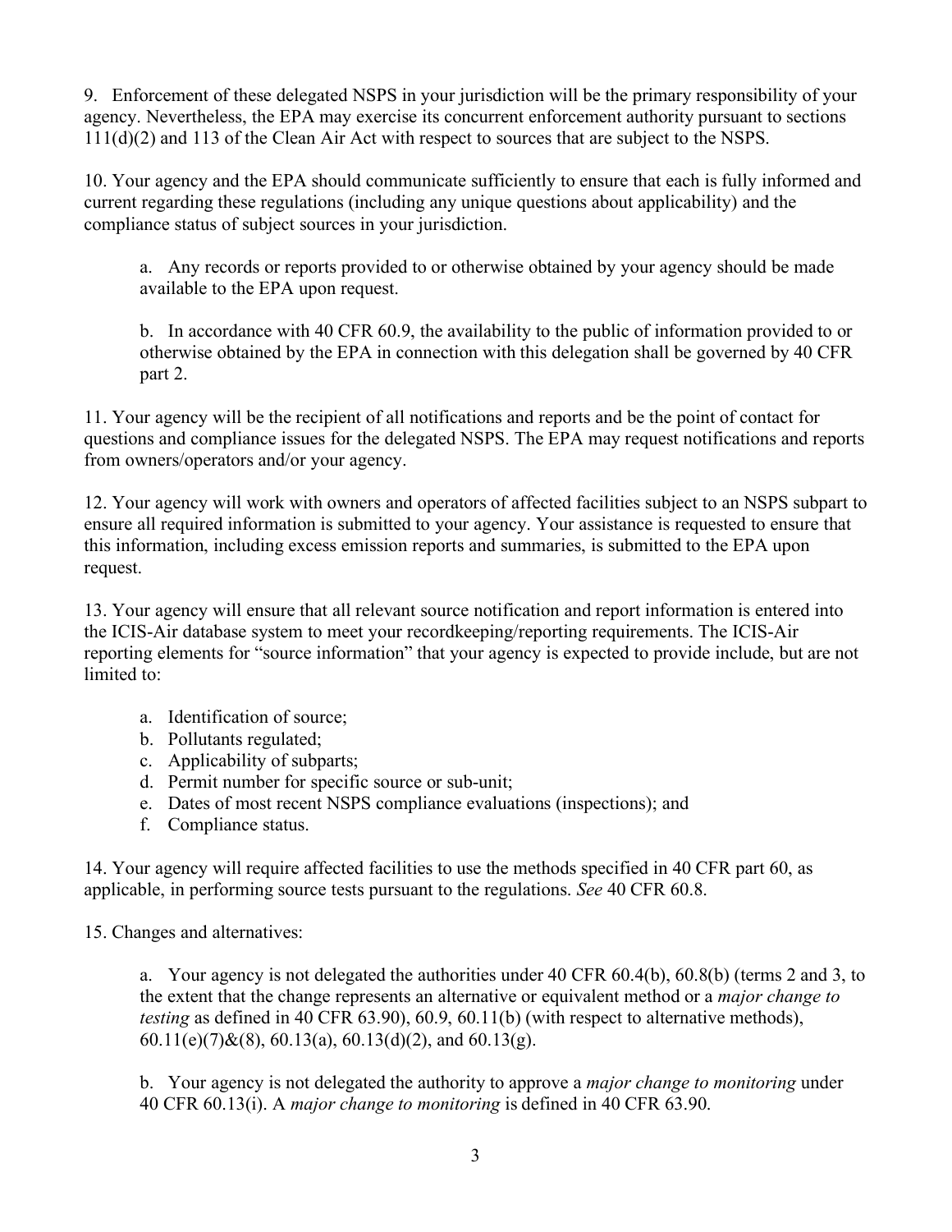9. Enforcement of these delegated NSPS in your jurisdiction will be the primary responsibility of your agency. Nevertheless, the EPA may exercise its concurrent enforcement authority pursuant to sections 111(d)(2) and 113 of the Clean Air Act with respect to sources that are subject to the NSPS.

10. Your agency and the EPA should communicate sufficiently to ensure that each is fully informed and current regarding these regulations (including any unique questions about applicability) and the compliance status of subject sources in your jurisdiction.

   a. Any records or reports provided to or otherwise obtained by your agency should be made available to the EPA upon request.

   b. In accordance with 40 CFR 60.9, the availability to the public of information provided to or otherwise obtained by the EPA in connection with this delegation shall be governed by 40 CFR part 2.

11. Your agency will be the recipient of all notifications and reports and be the point of contact for questions and compliance issues for the delegated NSPS. The EPA may request notifications and reports from owners/operators and/or your agency.

12. Your agency will work with owners and operators of affected facilities subject to an NSPS subpart to ensure all required information is submitted to your agency. Your assistance is requested to ensure that this information, including excess emission reports and summaries, is submitted to the EPA upon request.

13. Your agency will ensure that all relevant source notification and report information is entered into the ICIS-Air database system to meet your recordkeeping/reporting requirements. The ICIS-Air reporting elements for "source information" that your agency is expected to provide include, but are not limited to:

   a. Identification of source;
   b. Pollutants regulated;
   c. Applicability of subparts;
   d. Permit number for specific source or sub-unit;
   e. Dates of most recent NSPS compliance evaluations (inspections); and
   f. Compliance status.

14. Your agency will require affected facilities to use the methods specified in 40 CFR part 60, as applicable, in performing source tests pursuant to the regulations. *See* 40 CFR 60.8.

15. Changes and alternatives:

   a. Your agency is not delegated the authorities under 40 CFR 60.4(b), 60.8(b) (terms 2 and 3, to the extent that the change represents an alternative or equivalent method or a *major change to testing* as defined in 40 CFR 63.90), 60.9, 60.11(b) (with respect to alternative methods), 60.11(e)(7)&(8), 60.13(a), 60.13(d)(2), and 60.13(g).

   b. Your agency is not delegated the authority to approve a *major change to monitoring* under 40 CFR 60.13(i). A *major change to monitoring* is defined in 40 CFR 63.90.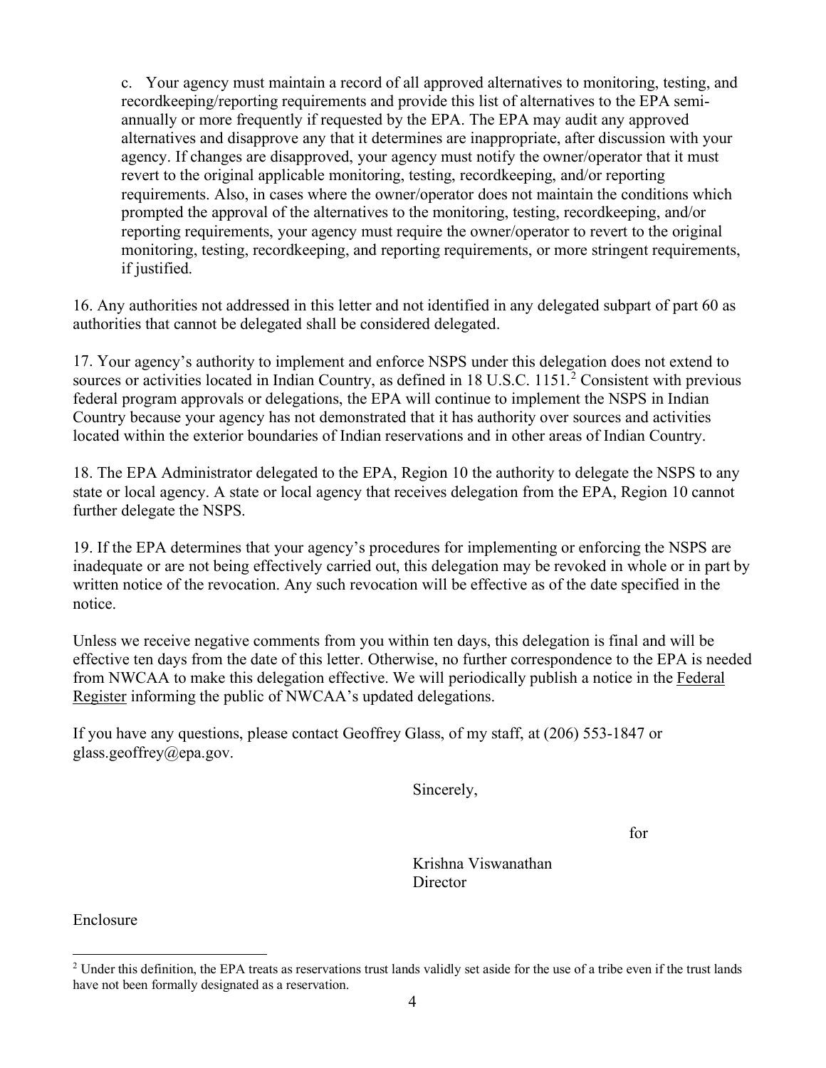c. Your agency must maintain a record of all approved alternatives to monitoring, testing, and recordkeeping/reporting requirements and provide this list of alternatives to the EPA semi-annually or more frequently if requested by the EPA. The EPA may audit any approved alternatives and disapprove any that it determines are inappropriate, after discussion with your agency. If changes are disapproved, your agency must notify the owner/operator that it must revert to the original applicable monitoring, testing, recordkeeping, and/or reporting requirements. Also, in cases where the owner/operator does not maintain the conditions which prompted the approval of the alternatives to the monitoring, testing, recordkeeping, and/or reporting requirements, your agency must require the owner/operator to revert to the original monitoring, testing, recordkeeping, and reporting requirements, or more stringent requirements, if justified.

16. Any authorities not addressed in this letter and not identified in any delegated subpart of part 60 as authorities that cannot be delegated shall be considered delegated.

17. Your agency's authority to implement and enforce NSPS under this delegation does not extend to sources or activities located in Indian Country, as defined in 18 U.S.C. 1151.[2] Consistent with previous federal program approvals or delegations, the EPA will continue to implement the NSPS in Indian Country because your agency has not demonstrated that it has authority over sources and activities located within the exterior boundaries of Indian reservations and in other areas of Indian Country.

18. The EPA Administrator delegated to the EPA, Region 10 the authority to delegate the NSPS to any state or local agency. A state or local agency that receives delegation from the EPA, Region 10 cannot further delegate the NSPS.

19. If the EPA determines that your agency's procedures for implementing or enforcing the NSPS are inadequate or are not being effectively carried out, this delegation may be revoked in whole or in part by written notice of the revocation. Any such revocation will be effective as of the date specified in the notice.

Unless we receive negative comments from you within ten days, this delegation is final and will be effective ten days from the date of this letter. Otherwise, no further correspondence to the EPA is needed from NWCAA to make this delegation effective. We will periodically publish a notice in the Federal Register informing the public of NWCAA's updated delegations.

If you have any questions, please contact Geoffrey Glass, of my staff, at (206) 553-1847 or glass.geoffrey@epa.gov.

Sincerely,

for

Krishna Viswanathan
Director

Enclosure

[2] Under this definition, the EPA treats as reservations trust lands validly set aside for the use of a tribe even if the trust lands have not been formally designated as a reservation.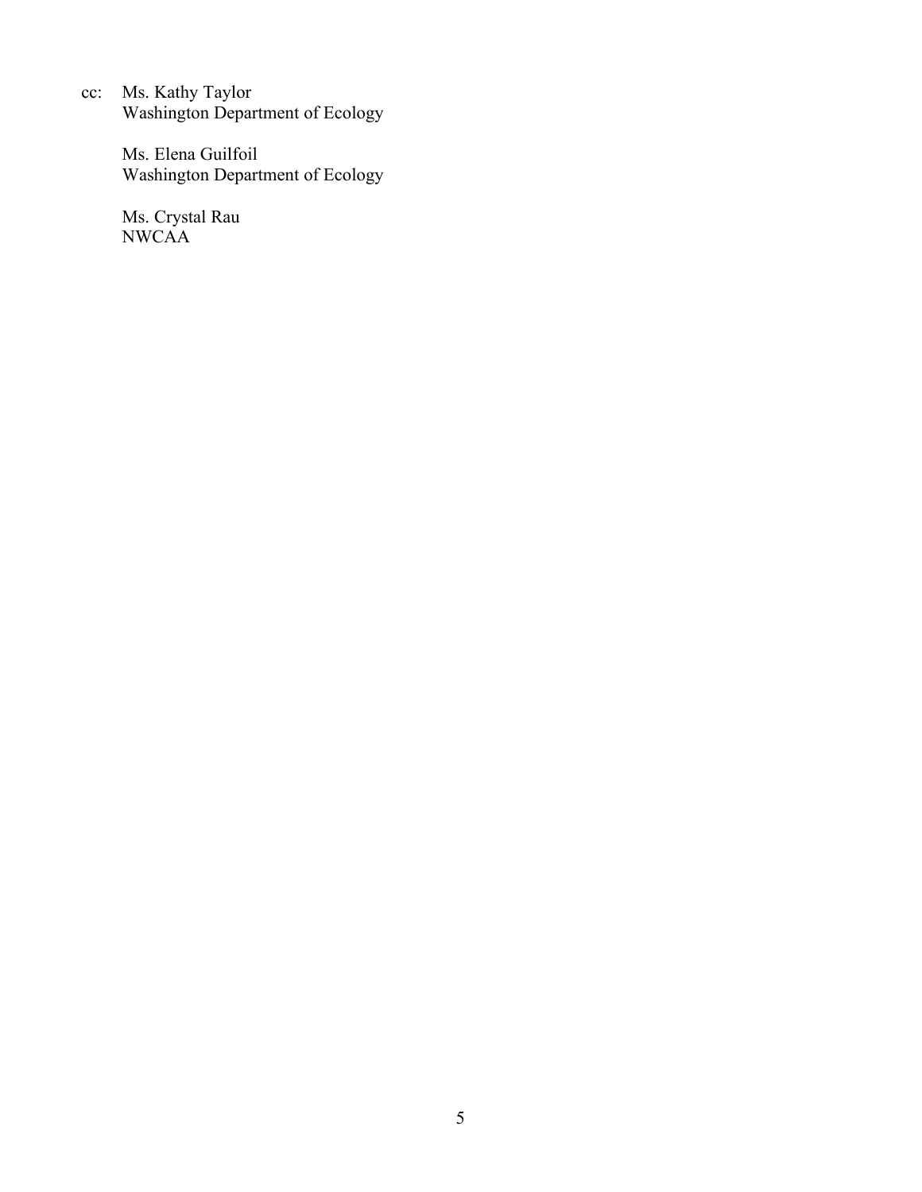cc: Ms. Kathy Taylor
Washington Department of Ecology

Ms. Elena Guilfoil
Washington Department of Ecology

Ms. Crystal Rau
NWCAA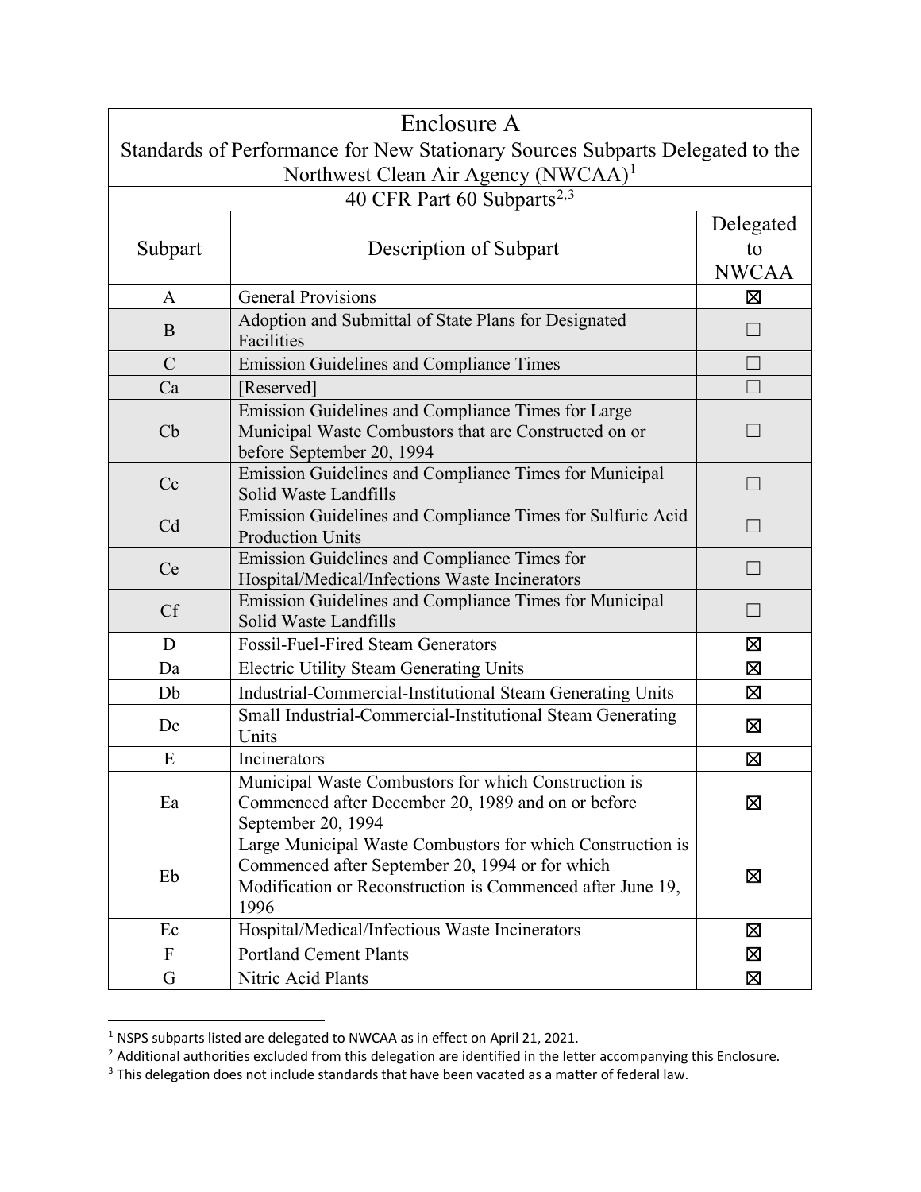# Enclosure A

## Standards of Performance for New Stationary Sources Subparts Delegated to the Northwest Clean Air Agency (NWCAA)[1]

### 40 CFR Part 60 Subparts[2,3]

| Subpart | Description of Subpart | Delegated to NWCAA |
|---|---|---|
| A | General Provisions | ☒ |
| B | Adoption and Submittal of State Plans for Designated Facilities | ☐ |
| C | Emission Guidelines and Compliance Times | ☐ |
| Ca | [Reserved] | ☐ |
| Cb | Emission Guidelines and Compliance Times for Large Municipal Waste Combustors that are Constructed on or before September 20, 1994 | ☐ |
| Cc | Emission Guidelines and Compliance Times for Municipal Solid Waste Landfills | ☐ |
| Cd | Emission Guidelines and Compliance Times for Sulfuric Acid Production Units | ☐ |
| Ce | Emission Guidelines and Compliance Times for Hospital/Medical/Infections Waste Incinerators | ☐ |
| Cf | Emission Guidelines and Compliance Times for Municipal Solid Waste Landfills | ☐ |
| D | Fossil-Fuel-Fired Steam Generators | ☒ |
| Da | Electric Utility Steam Generating Units | ☒ |
| Db | Industrial-Commercial-Institutional Steam Generating Units | ☒ |
| Dc | Small Industrial-Commercial-Institutional Steam Generating Units | ☒ |
| E | Incinerators | ☒ |
| Ea | Municipal Waste Combustors for which Construction is Commenced after December 20, 1989 and on or before September 20, 1994 | ☒ |
| Eb | Large Municipal Waste Combustors for which Construction is Commenced after September 20, 1994 or for which Modification or Reconstruction is Commenced after June 19, 1996 | ☒ |
| Ec | Hospital/Medical/Infectious Waste Incinerators | ☒ |
| F | Portland Cement Plants | ☒ |
| G | Nitric Acid Plants | ☒ |

[1] NSPS subparts listed are delegated to NWCAA as in effect on April 21, 2021.

[2] Additional authorities excluded from this delegation are identified in the letter accompanying this Enclosure.

[3] This delegation does not include standards that have been vacated as a matter of federal law.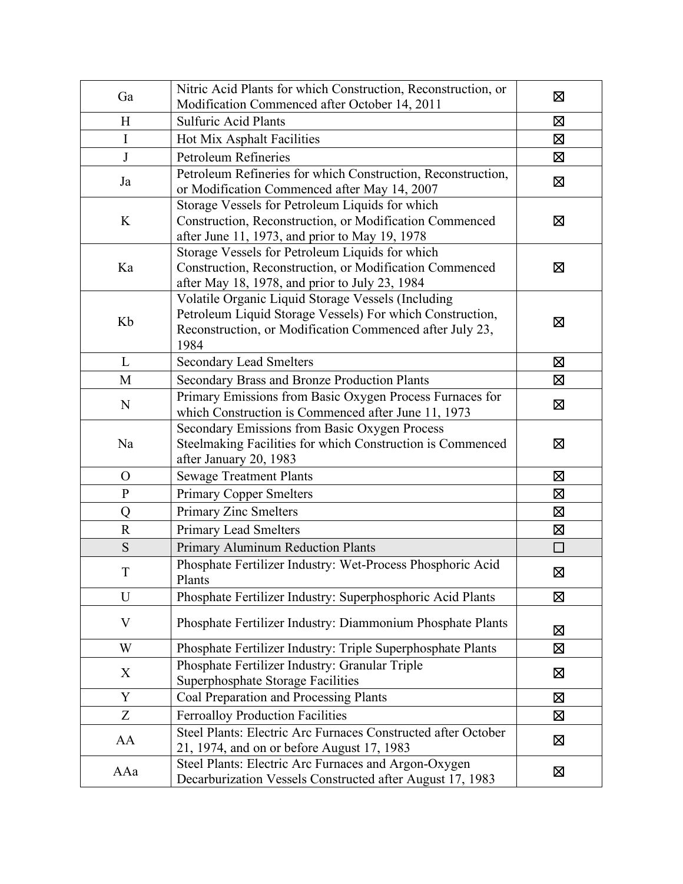| Ga | Nitric Acid Plants for which Construction, Reconstruction, or Modification Commenced after October 14, 2011 | ☒ |
|---|---|---|
| H | Sulfuric Acid Plants | ☒ |
| I | Hot Mix Asphalt Facilities | ☒ |
| J | Petroleum Refineries | ☒ |
| Ja | Petroleum Refineries for which Construction, Reconstruction, or Modification Commenced after May 14, 2007 | ☒ |
| K | Storage Vessels for Petroleum Liquids for which Construction, Reconstruction, or Modification Commenced after June 11, 1973, and prior to May 19, 1978 | ☒ |
| Ka | Storage Vessels for Petroleum Liquids for which Construction, Reconstruction, or Modification Commenced after May 18, 1978, and prior to July 23, 1984 | ☒ |
| Kb | Volatile Organic Liquid Storage Vessels (Including Petroleum Liquid Storage Vessels) For which Construction, Reconstruction, or Modification Commenced after July 23, 1984 | ☒ |
| L | Secondary Lead Smelters | ☒ |
| M | Secondary Brass and Bronze Production Plants | ☒ |
| N | Primary Emissions from Basic Oxygen Process Furnaces for which Construction is Commenced after June 11, 1973 | ☒ |
| Na | Secondary Emissions from Basic Oxygen Process Steelmaking Facilities for which Construction is Commenced after January 20, 1983 | ☒ |
| O | Sewage Treatment Plants | ☒ |
| P | Primary Copper Smelters | ☒ |
| Q | Primary Zinc Smelters | ☒ |
| R | Primary Lead Smelters | ☒ |
| S | Primary Aluminum Reduction Plants | ☐ |
| T | Phosphate Fertilizer Industry: Wet-Process Phosphoric Acid Plants | ☒ |
| U | Phosphate Fertilizer Industry: Superphosphoric Acid Plants | ☒ |
| V | Phosphate Fertilizer Industry: Diammonium Phosphate Plants | ☒ |
| W | Phosphate Fertilizer Industry: Triple Superphosphate Plants | ☒ |
| X | Phosphate Fertilizer Industry: Granular Triple Superphosphate Storage Facilities | ☒ |
| Y | Coal Preparation and Processing Plants | ☒ |
| Z | Ferroalloy Production Facilities | ☒ |
| AA | Steel Plants: Electric Arc Furnaces Constructed after October 21, 1974, and on or before August 17, 1983 | ☒ |
| AAa | Steel Plants: Electric Arc Furnaces and Argon-Oxygen Decarburization Vessels Constructed after August 17, 1983 | ☒ |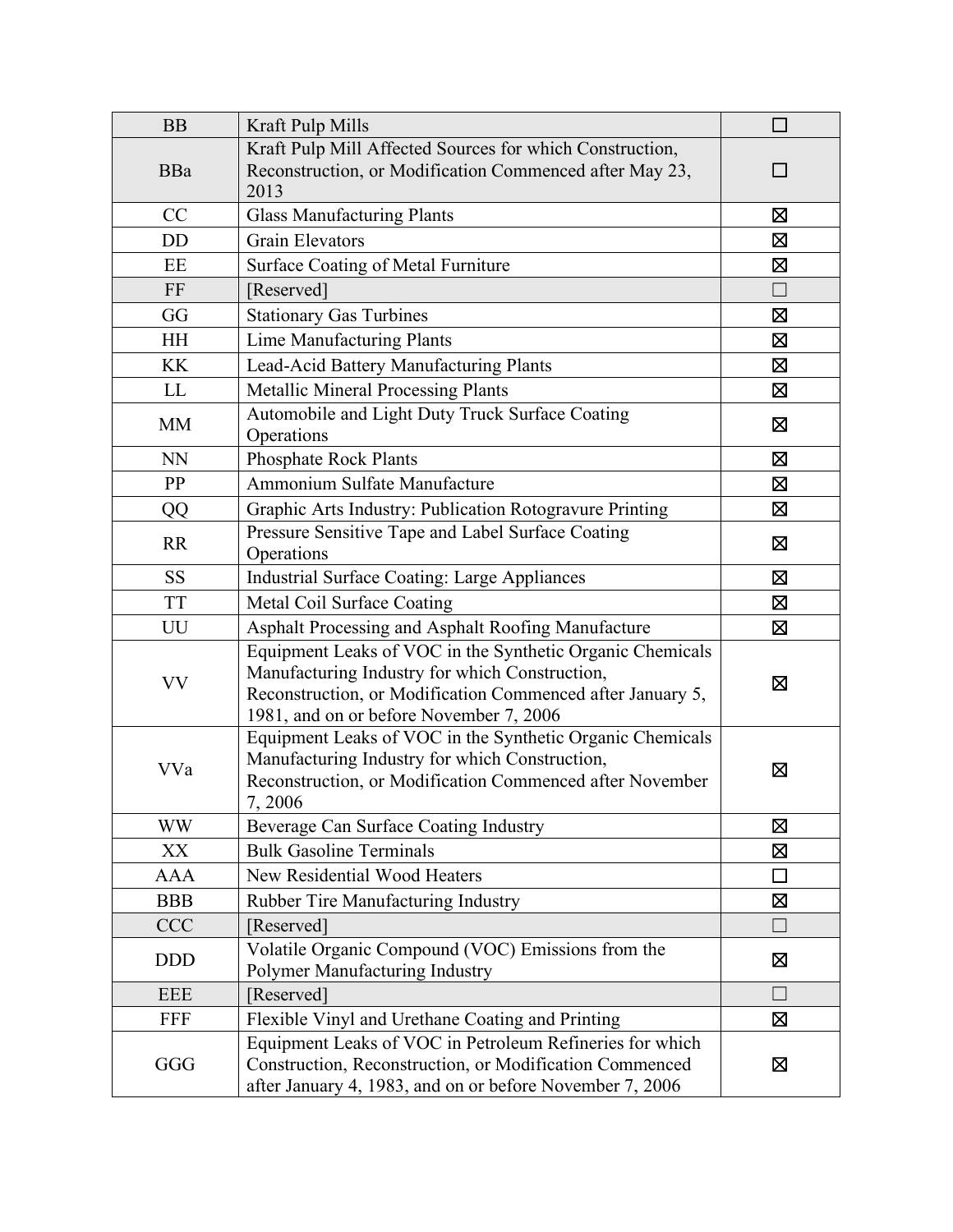| BB | Kraft Pulp Mills | ☐ |
|---|---|---|
| BBa | Kraft Pulp Mill Affected Sources for which Construction, Reconstruction, or Modification Commenced after May 23, 2013 | ☐ |
| CC | Glass Manufacturing Plants | ☒ |
| DD | Grain Elevators | ☒ |
| EE | Surface Coating of Metal Furniture | ☒ |
| FF | [Reserved] | ☐ |
| GG | Stationary Gas Turbines | ☒ |
| HH | Lime Manufacturing Plants | ☒ |
| KK | Lead-Acid Battery Manufacturing Plants | ☒ |
| LL | Metallic Mineral Processing Plants | ☒ |
| MM | Automobile and Light Duty Truck Surface Coating Operations | ☒ |
| NN | Phosphate Rock Plants | ☒ |
| PP | Ammonium Sulfate Manufacture | ☒ |
| QQ | Graphic Arts Industry: Publication Rotogravure Printing | ☒ |
| RR | Pressure Sensitive Tape and Label Surface Coating Operations | ☒ |
| SS | Industrial Surface Coating: Large Appliances | ☒ |
| TT | Metal Coil Surface Coating | ☒ |
| UU | Asphalt Processing and Asphalt Roofing Manufacture | ☒ |
| VV | Equipment Leaks of VOC in the Synthetic Organic Chemicals Manufacturing Industry for which Construction, Reconstruction, or Modification Commenced after January 5, 1981, and on or before November 7, 2006 | ☒ |
| VVa | Equipment Leaks of VOC in the Synthetic Organic Chemicals Manufacturing Industry for which Construction, Reconstruction, or Modification Commenced after November 7, 2006 | ☒ |
| WW | Beverage Can Surface Coating Industry | ☒ |
| XX | Bulk Gasoline Terminals | ☒ |
| AAA | New Residential Wood Heaters | ☐ |
| BBB | Rubber Tire Manufacturing Industry | ☒ |
| CCC | [Reserved] | ☐ |
| DDD | Volatile Organic Compound (VOC) Emissions from the Polymer Manufacturing Industry | ☒ |
| EEE | [Reserved] | ☐ |
| FFF | Flexible Vinyl and Urethane Coating and Printing | ☒ |
| GGG | Equipment Leaks of VOC in Petroleum Refineries for which Construction, Reconstruction, or Modification Commenced after January 4, 1983, and on or before November 7, 2006 | ☒ |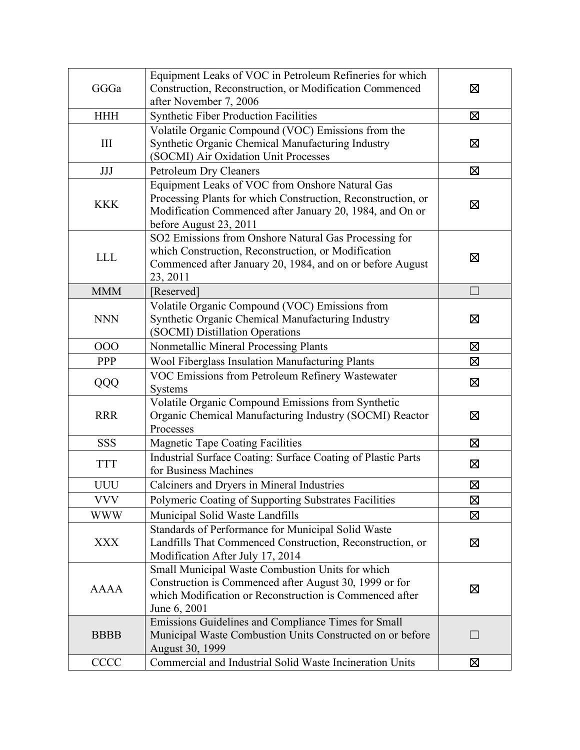| | | |
|---|---|---|
| GGGa | Equipment Leaks of VOC in Petroleum Refineries for which Construction, Reconstruction, or Modification Commenced after November 7, 2006 | ☒ |
| HHH | Synthetic Fiber Production Facilities | ☒ |
| III | Volatile Organic Compound (VOC) Emissions from the Synthetic Organic Chemical Manufacturing Industry (SOCMI) Air Oxidation Unit Processes | ☒ |
| JJJ | Petroleum Dry Cleaners | ☒ |
| KKK | Equipment Leaks of VOC from Onshore Natural Gas Processing Plants for which Construction, Reconstruction, or Modification Commenced after January 20, 1984, and On or before August 23, 2011 | ☒ |
| LLL | SO2 Emissions from Onshore Natural Gas Processing for which Construction, Reconstruction, or Modification Commenced after January 20, 1984, and on or before August 23, 2011 | ☒ |
| MMM | [Reserved] | ☐ |
| NNN | Volatile Organic Compound (VOC) Emissions from Synthetic Organic Chemical Manufacturing Industry (SOCMI) Distillation Operations | ☒ |
| OOO | Nonmetallic Mineral Processing Plants | ☒ |
| PPP | Wool Fiberglass Insulation Manufacturing Plants | ☒ |
| QQQ | VOC Emissions from Petroleum Refinery Wastewater Systems | ☒ |
| RRR | Volatile Organic Compound Emissions from Synthetic Organic Chemical Manufacturing Industry (SOCMI) Reactor Processes | ☒ |
| SSS | Magnetic Tape Coating Facilities | ☒ |
| TTT | Industrial Surface Coating: Surface Coating of Plastic Parts for Business Machines | ☒ |
| UUU | Calciners and Dryers in Mineral Industries | ☒ |
| VVV | Polymeric Coating of Supporting Substrates Facilities | ☒ |
| WWW | Municipal Solid Waste Landfills | ☒ |
| XXX | Standards of Performance for Municipal Solid Waste Landfills That Commenced Construction, Reconstruction, or Modification After July 17, 2014 | ☒ |
| AAAA | Small Municipal Waste Combustion Units for which Construction is Commenced after August 30, 1999 or for which Modification or Reconstruction is Commenced after June 6, 2001 | ☒ |
| BBBB | Emissions Guidelines and Compliance Times for Small Municipal Waste Combustion Units Constructed on or before August 30, 1999 | ☐ |
| CCCC | Commercial and Industrial Solid Waste Incineration Units | ☒ |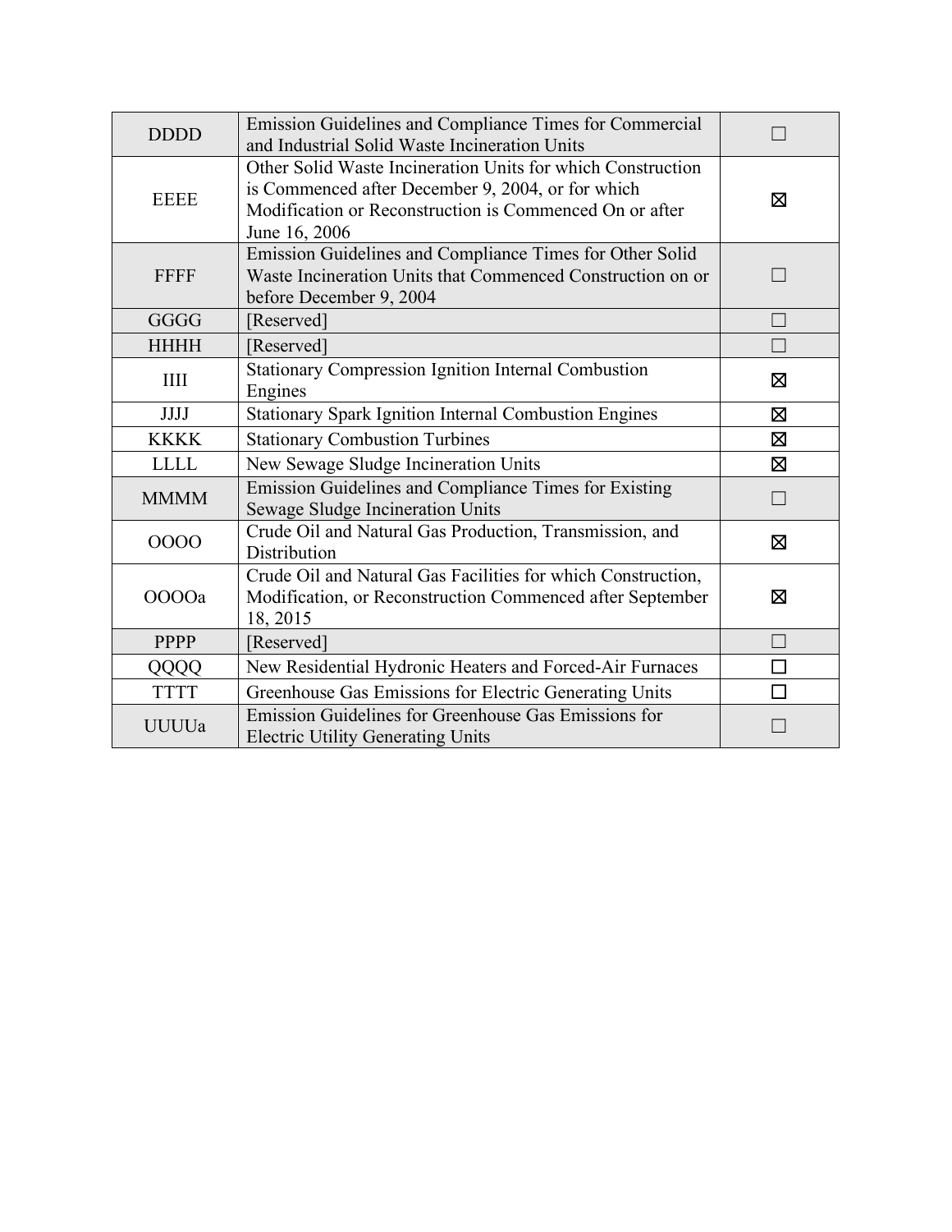| | | |
|---|---|---|
| DDDD | Emission Guidelines and Compliance Times for Commercial and Industrial Solid Waste Incineration Units | ☐ |
| EEEE | Other Solid Waste Incineration Units for which Construction is Commenced after December 9, 2004, or for which Modification or Reconstruction is Commenced On or after June 16, 2006 | ☒ |
| FFFF | Emission Guidelines and Compliance Times for Other Solid Waste Incineration Units that Commenced Construction on or before December 9, 2004 | ☐ |
| GGGG | [Reserved] | ☐ |
| HHHH | [Reserved] | ☐ |
| IIII | Stationary Compression Ignition Internal Combustion Engines | ☒ |
| JJJJ | Stationary Spark Ignition Internal Combustion Engines | ☒ |
| KKKK | Stationary Combustion Turbines | ☒ |
| LLLL | New Sewage Sludge Incineration Units | ☒ |
| MMMM | Emission Guidelines and Compliance Times for Existing Sewage Sludge Incineration Units | ☐ |
| OOOO | Crude Oil and Natural Gas Production, Transmission, and Distribution | ☒ |
| OOOOa | Crude Oil and Natural Gas Facilities for which Construction, Modification, or Reconstruction Commenced after September 18, 2015 | ☒ |
| PPPP | [Reserved] | ☐ |
| QQQQ | New Residential Hydronic Heaters and Forced-Air Furnaces | ☐ |
| TTTT | Greenhouse Gas Emissions for Electric Generating Units | ☐ |
| UUUUa | Emission Guidelines for Greenhouse Gas Emissions for Electric Utility Generating Units | ☐ |